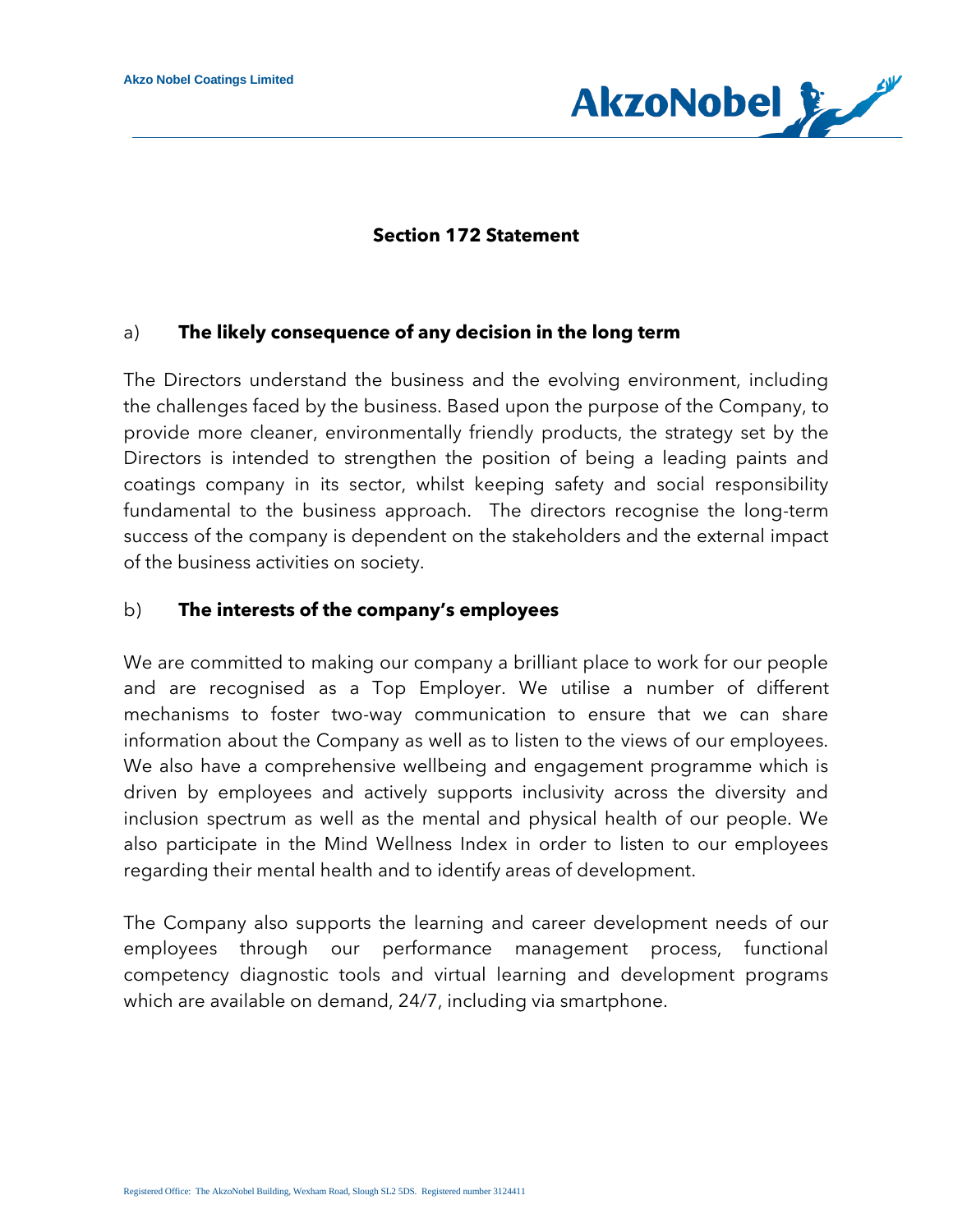# Section 172 Statement

## a) The likely consequence of any decision in the long term

The Directors understand the business and the evolving environment, including the challenges faced by the business. Based upon the purpose of the Company, to provide more cleaner, environmentally friendly products, the strategy set by the Directors is intended to strengthen the position of being a leading paints and coatings company in its sector, whilst keeping safety and social responsibility fundamental to the business approach. The directors recognise the long-term success of the company is dependent on the stakeholders and the external impact of the business activities on society.

## b) The interests of the company's employees

We are committed to making our company a brilliant place to work for our people and are recognised as a Top Employer. We utilise a number of different mechanisms to foster two-way communication to ensure that we can share information about the Company as well as to listen to the views of our employees. We also have a comprehensive wellbeing and engagement programme which is driven by employees and actively supports inclusivity across the diversity and inclusion spectrum as well as the mental and physical health of our people. We also participate in the Mind Wellness Index in order to listen to our employees regarding their mental health and to identify areas of development.

The Company also supports the learning and career development needs of our employees through our performance management process, functional competency diagnostic tools and virtual learning and development programs which are available on demand, 24/7, including via smartphone.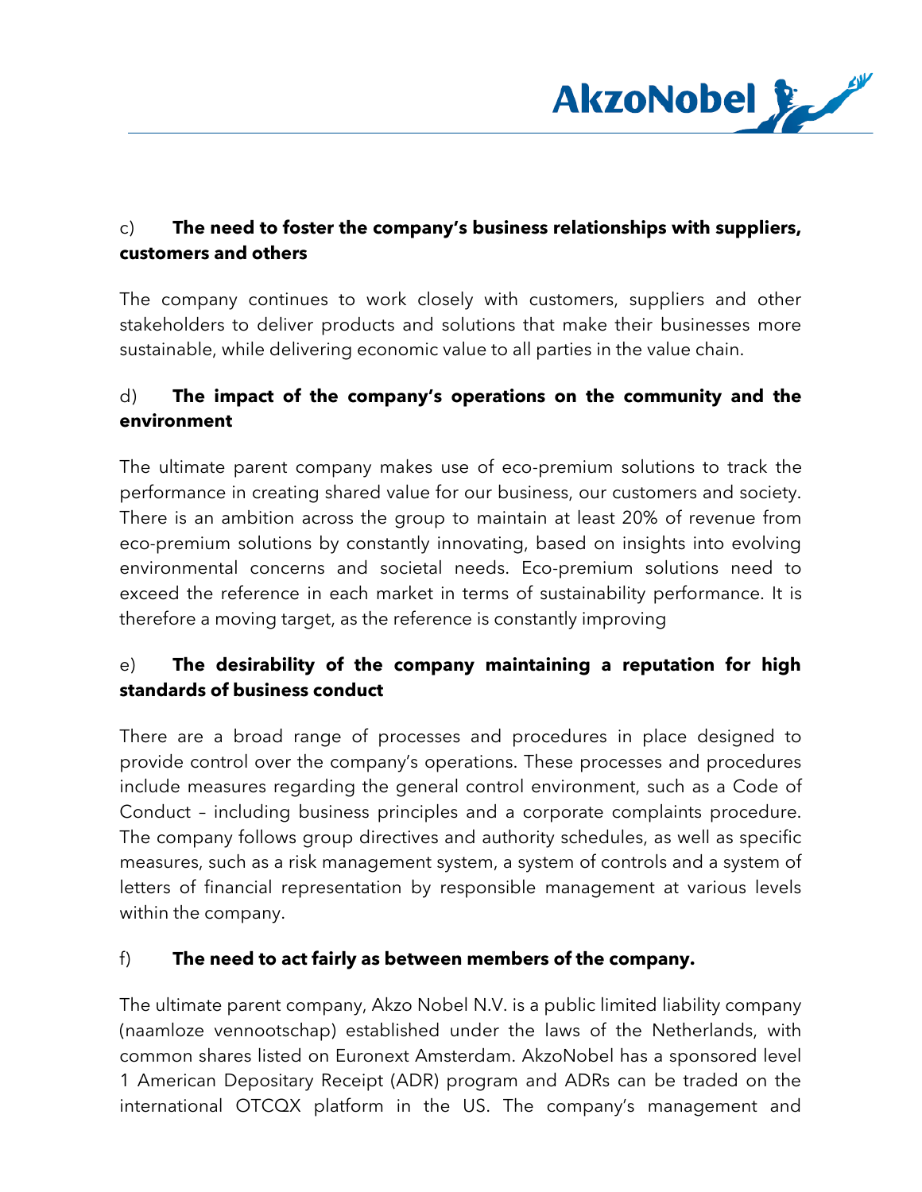c) **The need to foster the company's business relationships with suppliers, customers and others**

The company continues to work closely with customers, suppliers and other stakeholders to deliver products and solutions that make their businesses more sustainable, while delivering economic value to all parties in the value chain.

d) **The impact of the company's operations on the community and the environment**

The ultimate parent company makes use of eco-premium solutions to track the performance in creating shared value for our business, our customers and society. There is an ambition across the group to maintain at least 20% of revenue from eco-premium solutions by constantly innovating, based on insights into evolving environmental concerns and societal needs. Eco-premium solutions need to exceed the reference in each market in terms of sustainability performance. It is therefore a moving target, as the reference is constantly improving

e) **The desirability of the company maintaining a reputation for high standards of business conduct**

There are a broad range of processes and procedures in place designed to provide control over the company's operations. These processes and procedures include measures regarding the general control environment, such as a Code of Conduct – including business principles and a corporate complaints procedure. The company follows group directives and authority schedules, as well as specific measures, such as a risk management system, a system of controls and a system of letters of financial representation by responsible management at various levels within the company.

f) **The need to act fairly as between members of the company.**

The ultimate parent company, Akzo Nobel N.V. is a public limited liability company (naamloze vennootschap) established under the laws of the Netherlands, with common shares listed on Euronext Amsterdam. AkzoNobel has a sponsored level 1 American Depositary Receipt (ADR) program and ADRs can be traded on the international OTCQX platform in the US. The company's management and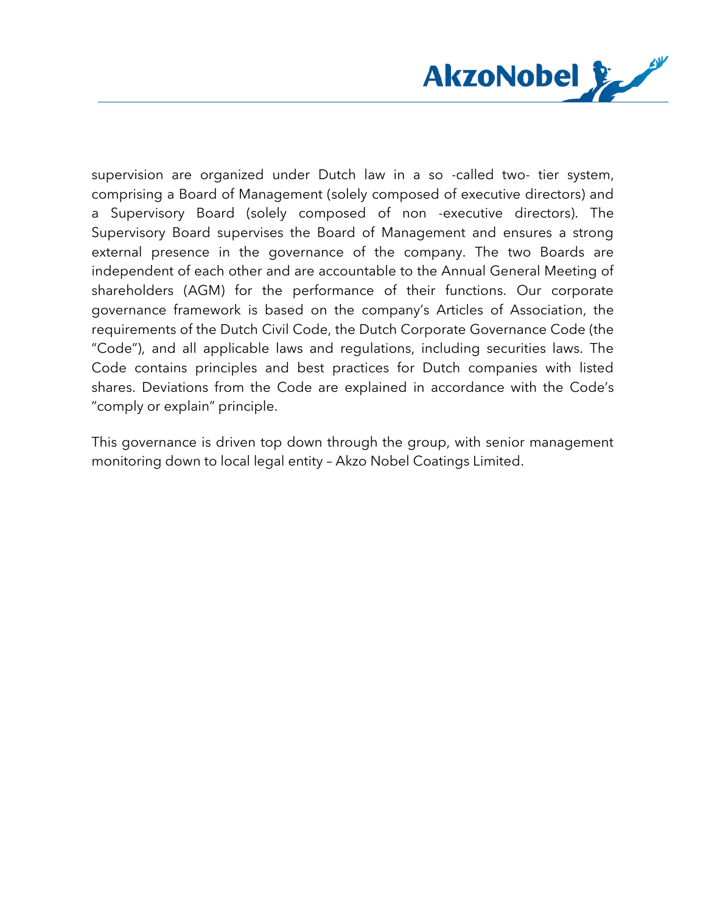supervision are organized under Dutch law in a so -called two- tier system, comprising a Board of Management (solely composed of executive directors) and a Supervisory Board (solely composed of non -executive directors). The Supervisory Board supervises the Board of Management and ensures a strong external presence in the governance of the company. The two Boards are independent of each other and are accountable to the Annual General Meeting of shareholders (AGM) for the performance of their functions. Our corporate governance framework is based on the company's Articles of Association, the requirements of the Dutch Civil Code, the Dutch Corporate Governance Code (the "Code"), and all applicable laws and regulations, including securities laws. The Code contains principles and best practices for Dutch companies with listed shares. Deviations from the Code are explained in accordance with the Code's "comply or explain" principle.

This governance is driven top down through the group, with senior management monitoring down to local legal entity – Akzo Nobel Coatings Limited.